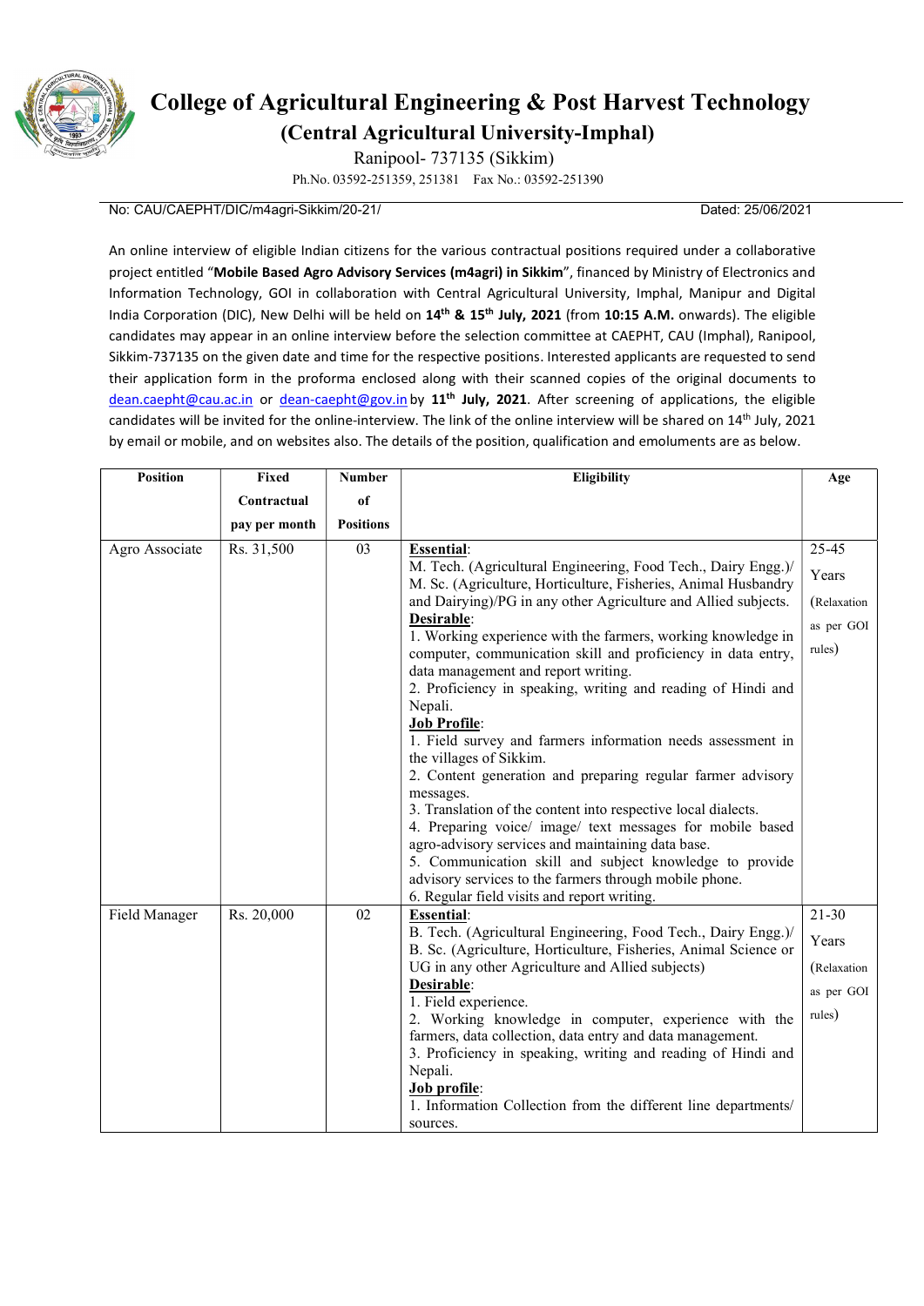# College of Agricultural Engineering & Post Harvest Technology

## (Central Agricultural University-Imphal)

Ranipool- 737135 (Sikkim)

Ph.No. 03592-251359, 251381 Fax No.: 03592-251390

No: CAU/CAEPHT/DIC/m4agri-Sikkim/20-21/ Dated: 25/06/2021

An online interview of eligible Indian citizens for the various contractual positions required under a collaborative project entitled "**Mobile Based Agro Advisory Services (m4agri) in Sikkim**", financed by Ministry of Electronics and Information Technology, GOI in collaboration with Central Agricultural University, Imphal, Manipur and Digital India Corporation (DIC), New Delhi will be held on **14th & 15th July, 2021** (from **10:15 A.M.** onwards). The eligible candidates may appear in an online interview before the selection committee at CAEPHT, CAU (Imphal), Ranipool, Sikkim-737135 on the given date and time for the respective positions. Interested applicants are requested to send their application form in the proforma enclosed along with their scanned copies of the original documents to dean.caepht@cau.ac.in or dean-caepht@gov.in by **11th July, 2021**. After screening of applications, the eligible candidates will be invited for the online-interview. The link of the online interview will be shared on 14th July, 2021 by email or mobile, and on websites also. The details of the position, qualification and emoluments are as below.

| Position | Fixed Contractual pay per month | Number of Positions | Eligibility | Age |
|---|---|---|---|---|
| Agro Associate | Rs. 31,500 | 03 | **Essential**:<br>M. Tech. (Agricultural Engineering, Food Tech., Dairy Engg.)/ M. Sc. (Agriculture, Horticulture, Fisheries, Animal Husbandry and Dairying)/PG in any other Agriculture and Allied subjects.<br>**Desirable**:<br>1. Working experience with the farmers, working knowledge in computer, communication skill and proficiency in data entry, data management and report writing.<br>2. Proficiency in speaking, writing and reading of Hindi and Nepali.<br>**Job Profile**:<br>1. Field survey and farmers information needs assessment in the villages of Sikkim.<br>2. Content generation and preparing regular farmer advisory messages.<br>3. Translation of the content into respective local dialects.<br>4. Preparing voice/ image/ text messages for mobile based agro-advisory services and maintaining data base.<br>5. Communication skill and subject knowledge to provide advisory services to the farmers through mobile phone.<br>6. Regular field visits and report writing. | 25-45 Years (Relaxation as per GOI rules) |
| Field Manager | Rs. 20,000 | 02 | **Essential**:<br>B. Tech. (Agricultural Engineering, Food Tech., Dairy Engg.)/ B. Sc. (Agriculture, Horticulture, Fisheries, Animal Science or UG in any other Agriculture and Allied subjects)<br>**Desirable**:<br>1. Field experience.<br>2. Working knowledge in computer, experience with the farmers, data collection, data entry and data management.<br>3. Proficiency in speaking, writing and reading of Hindi and Nepali.<br>**Job profile**:<br>1. Information Collection from the different line departments/ sources. | 21-30 Years (Relaxation as per GOI rules) |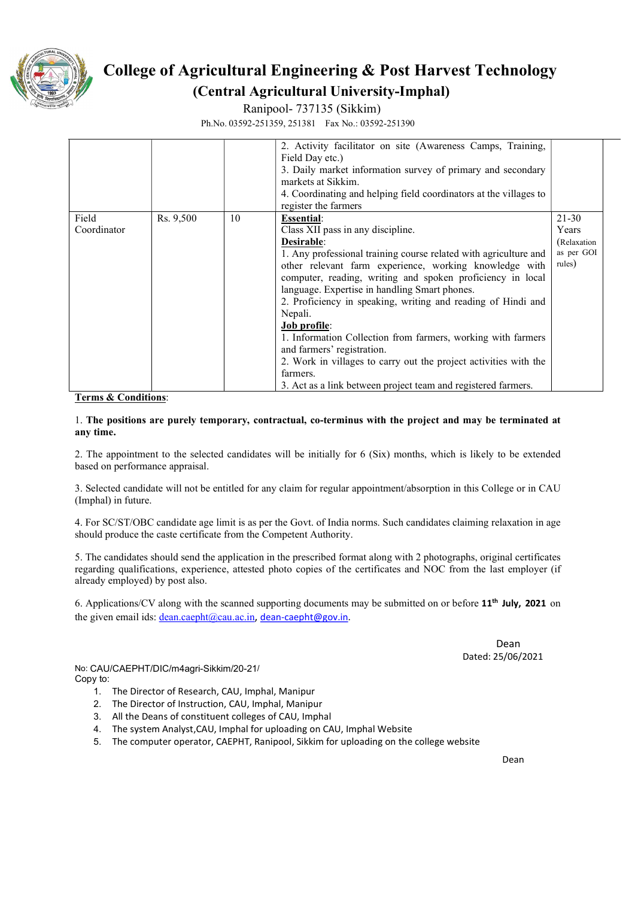# College of Agricultural Engineering & Post Harvest Technology

## (Central Agricultural University-Imphal)

Ranipool- 737135 (Sikkim)

Ph.No. 03592-251359, 251381 Fax No.: 03592-251390

| | | | | |
|---|---|---|---|---|
| | | | 2. Activity facilitator on site (Awareness Camps, Training, Field Day etc.)<br>3. Daily market information survey of primary and secondary markets at Sikkim.<br>4. Coordinating and helping field coordinators at the villages to register the farmers | |
| Field Coordinator | Rs. 9,500 | 10 | **Essential**:<br>Class XII pass in any discipline.<br>**Desirable**:<br>1. Any professional training course related with agriculture and other relevant farm experience, working knowledge with computer, reading, writing and spoken proficiency in local language. Expertise in handling Smart phones.<br>2. Proficiency in speaking, writing and reading of Hindi and Nepali.<br>**Job profile**:<br>1. Information Collection from farmers, working with farmers and farmers' registration.<br>2. Work in villages to carry out the project activities with the farmers.<br>3. Act as a link between project team and registered farmers. | 21-30 Years (Relaxation as per GOI rules) |

**Terms & Conditions**:

1. **The positions are purely temporary, contractual, co-terminus with the project and may be terminated at any time.**

2. The appointment to the selected candidates will be initially for 6 (Six) months, which is likely to be extended based on performance appraisal.

3. Selected candidate will not be entitled for any claim for regular appointment/absorption in this College or in CAU (Imphal) in future.

4. For SC/ST/OBC candidate age limit is as per the Govt. of India norms. Such candidates claiming relaxation in age should produce the caste certificate from the Competent Authority.

5. The candidates should send the application in the prescribed format along with 2 photographs, original certificates regarding qualifications, experience, attested photo copies of the certificates and NOC from the last employer (if already employed) by post also.

6. Applications/CV along with the scanned supporting documents may be submitted on or before **11th July, 2021** on the given email ids: dean.caepht@cau.ac.in, dean-caepht@gov.in.

Dean

Dated: 25/06/2021

No: CAU/CAEPHT/DIC/m4agri-Sikkim/20-21/

Copy to:

1. The Director of Research, CAU, Imphal, Manipur
2. The Director of Instruction, CAU, Imphal, Manipur
3. All the Deans of constituent colleges of CAU, Imphal
4. The system Analyst,CAU, Imphal for uploading on CAU, Imphal Website
5. The computer operator, CAEPHT, Ranipool, Sikkim for uploading on the college website

Dean